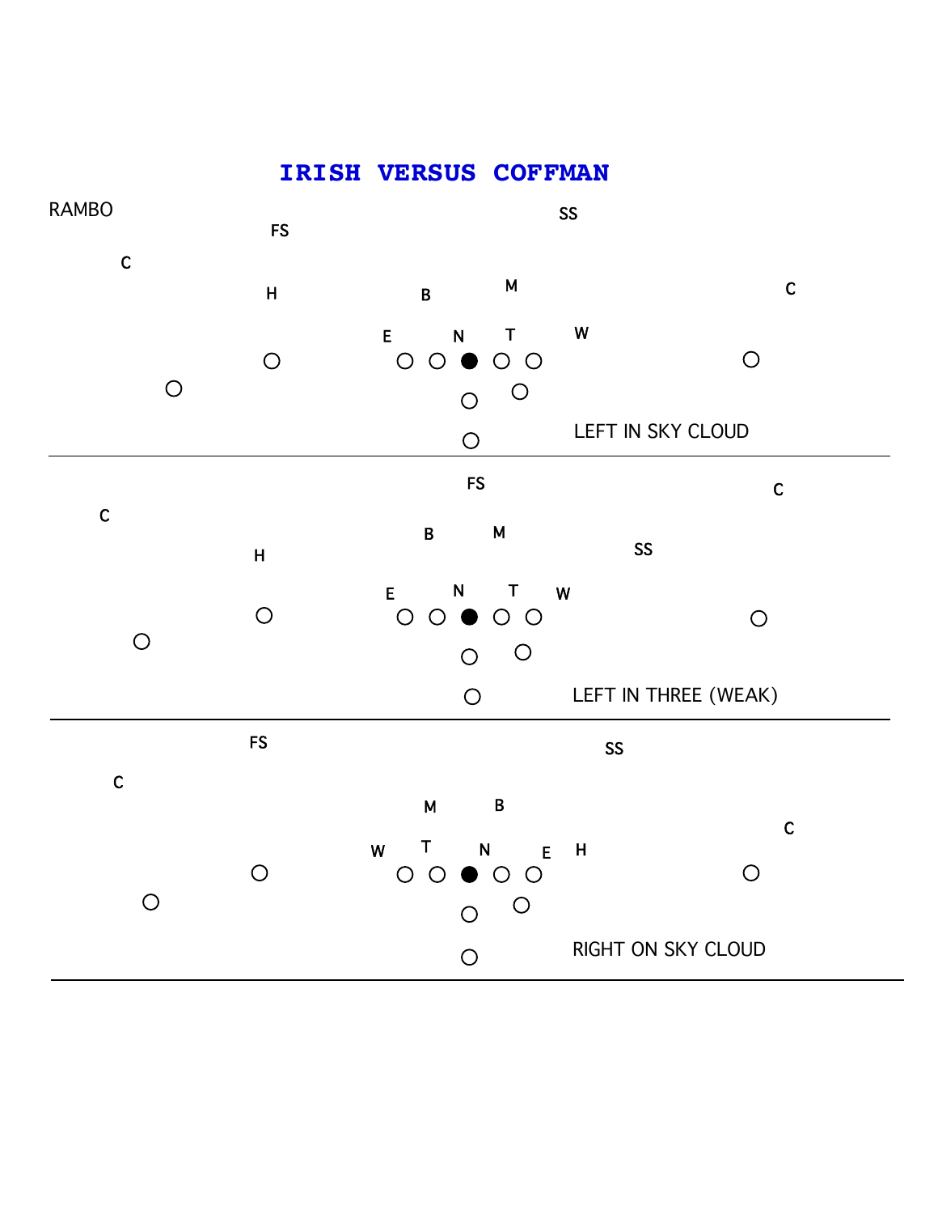# IRISH VERSUS COFFMAN

RAMBO

FS SS

C

H B M C

E N T W

LEFT IN SKY CLOUD

---

FS C

C

B M

H SS

E N T W

LEFT IN THREE (WEAK)

---

FS SS

C

M B

C

W T N E H

RIGHT ON SKY CLOUD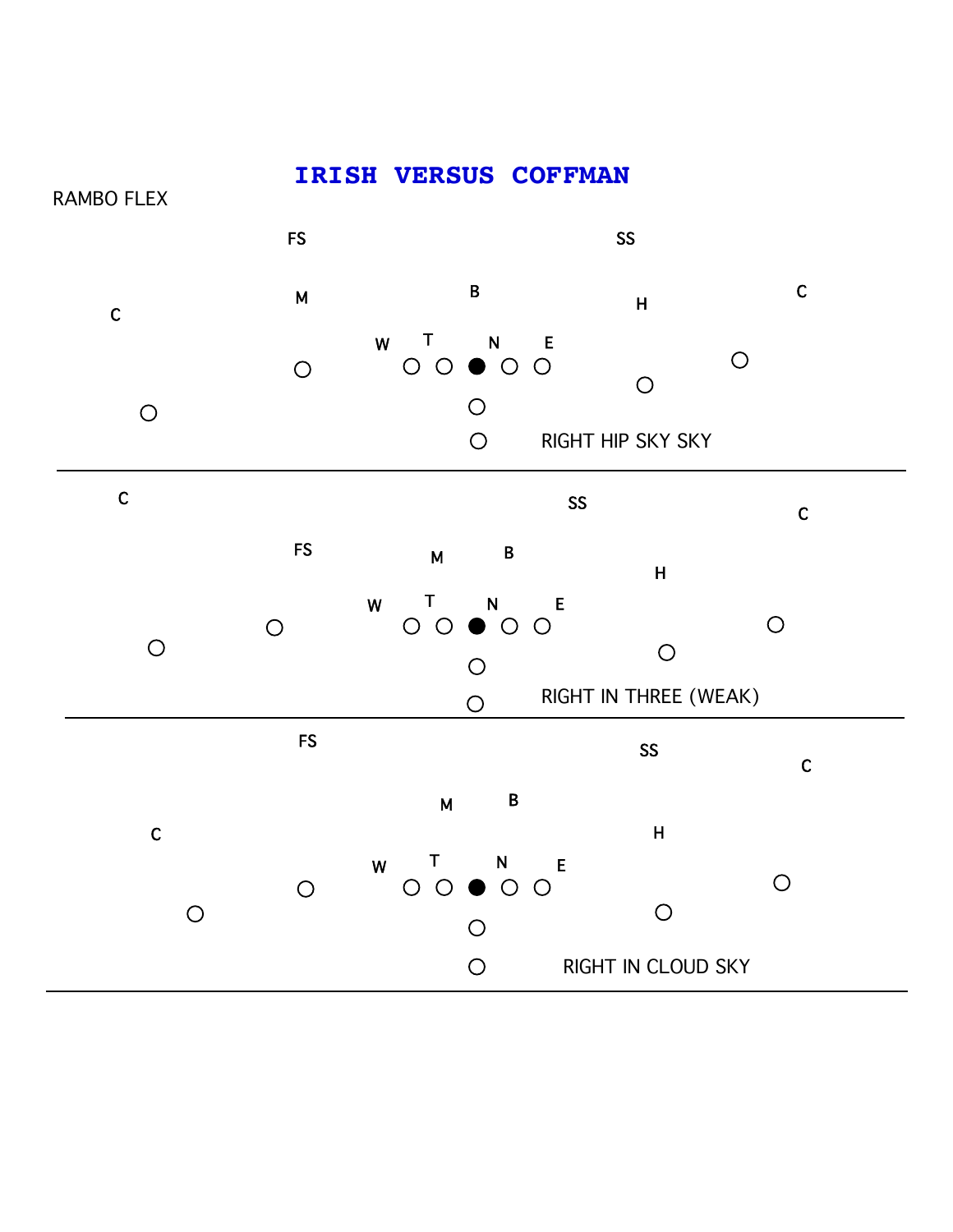# IRISH VERSUS COFFMAN

RAMBO FLEX

FS SS

C M B H C

W T N E

RIGHT HIP SKY SKY

---

C SS C

FS M B H

W T N E

RIGHT IN THREE (WEAK)

---

FS SS C

M B

C H

W T N E

RIGHT IN CLOUD SKY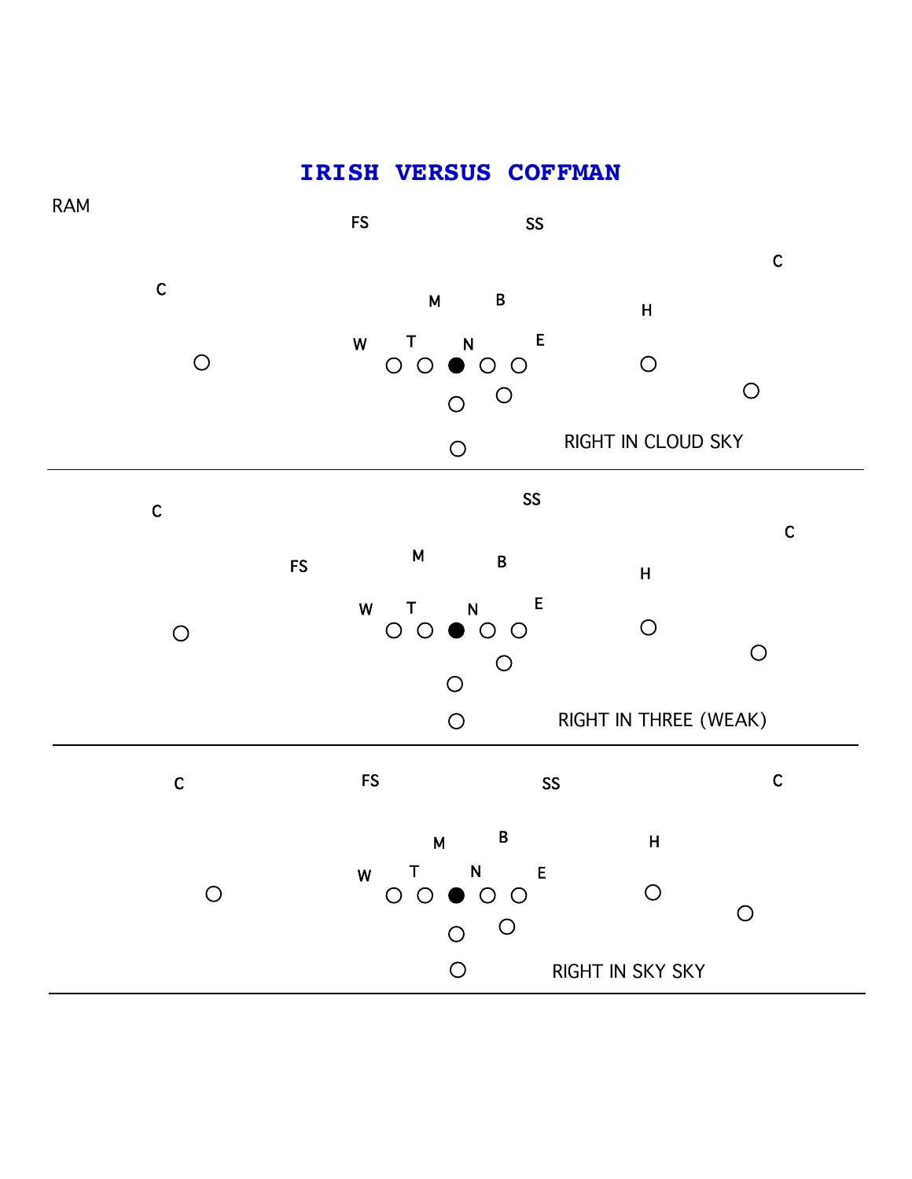# IRISH VERSUS COFFMAN

RAM

FS SS

C C

M B H

W T N E

RIGHT IN CLOUD SKY

---

SS

C C

FS M B H

W T N E

RIGHT IN THREE (WEAK)

---

C FS SS C

M B H

W T N E

RIGHT IN SKY SKY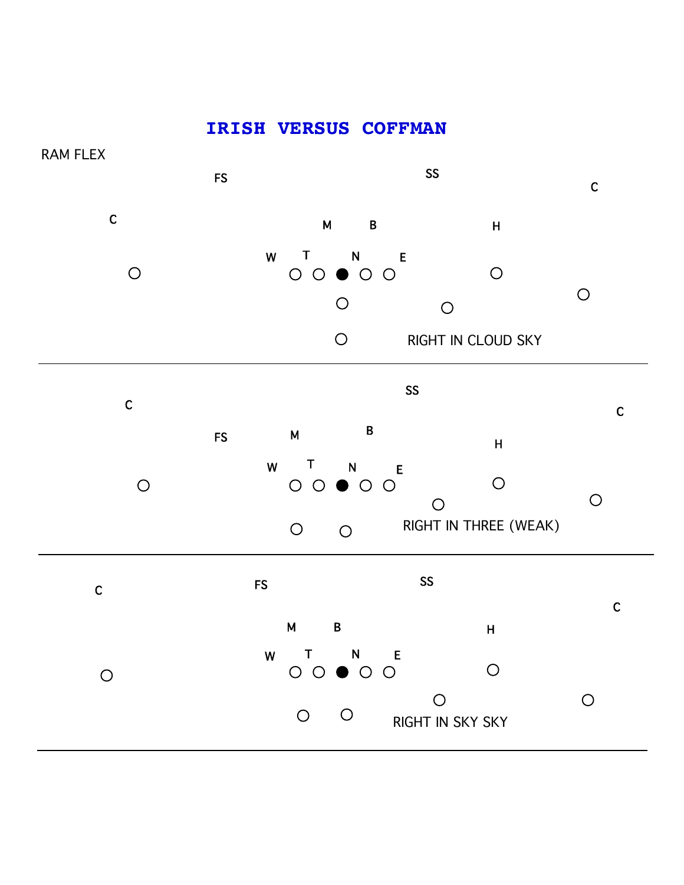# IRISH VERSUS COFFMAN

RAM FLEX

FS SS C

C

M B H

W T N E

RIGHT IN CLOUD SKY

---

SS

C C

FS M B H

W T N E

RIGHT IN THREE (WEAK)

---

C FS SS

C

M B H

W T N E

RIGHT IN SKY SKY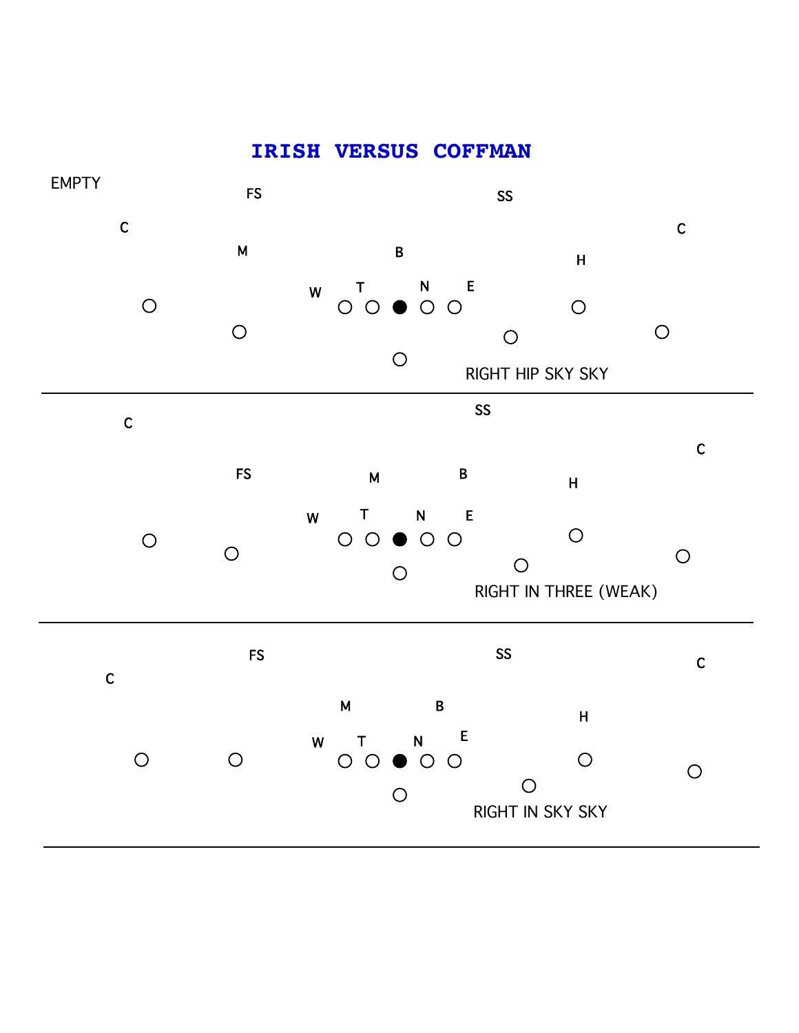# IRISH VERSUS COFFMAN

EMPTY

FS SS

C C

M B H

W T N E

RIGHT HIP SKY SKY

---

SS

C C

FS M B H

W T N E

RIGHT IN THREE (WEAK)

---

FS SS

C C

M B H

W T N E

RIGHT IN SKY SKY